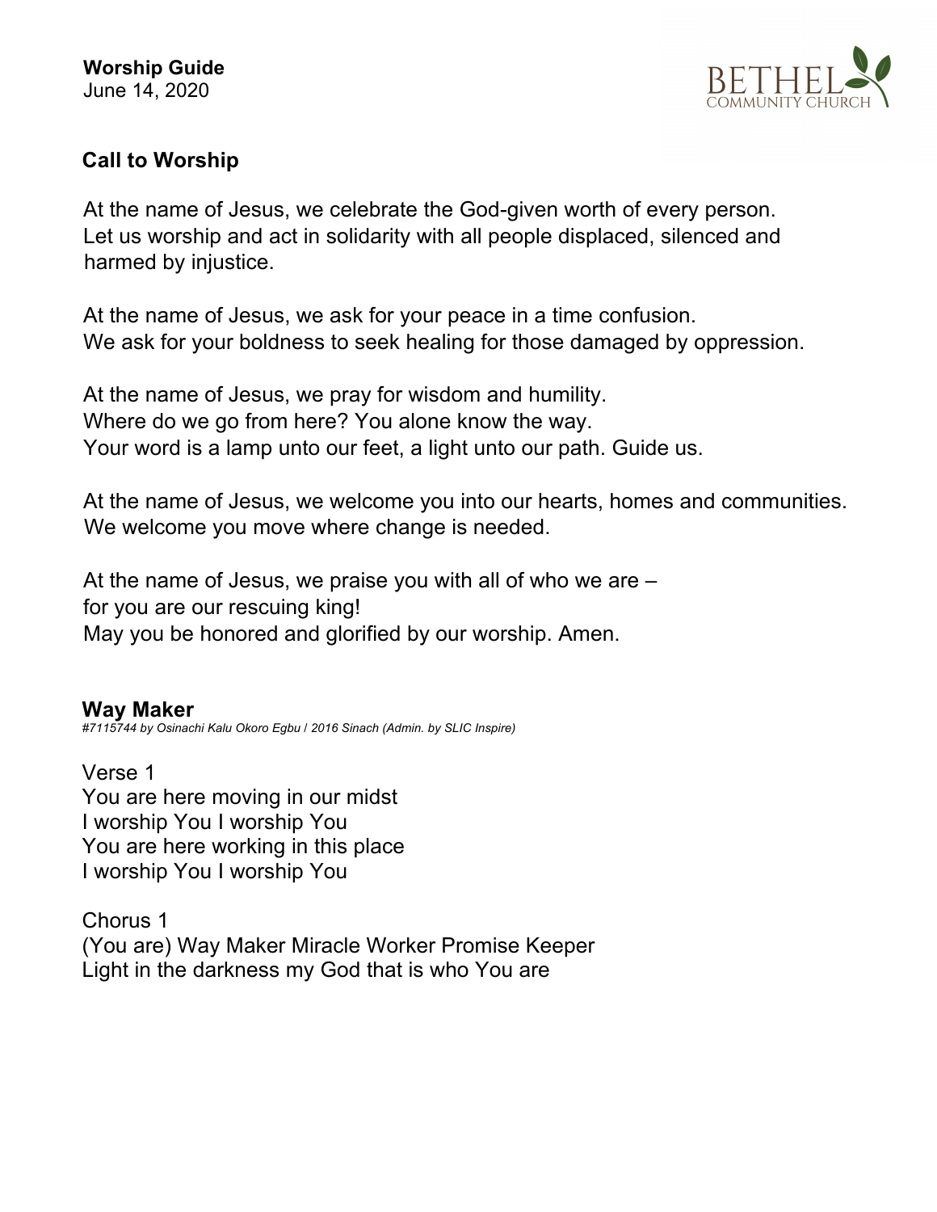**Worship Guide**
June 14, 2020

BETHEL
COMMUNITY CHURCH

## Call to Worship

At the name of Jesus, we celebrate the God-given worth of every person.
Let us worship and act in solidarity with all people displaced, silenced and harmed by injustice.

At the name of Jesus, we ask for your peace in a time confusion.
We ask for your boldness to seek healing for those damaged by oppression.

At the name of Jesus, we pray for wisdom and humility.
Where do we go from here? You alone know the way.
Your word is a lamp unto our feet, a light unto our path. Guide us.

At the name of Jesus, we welcome you into our hearts, homes and communities.
We welcome you move where change is needed.

At the name of Jesus, we praise you with all of who we are –
for you are our rescuing king!
May you be honored and glorified by our worship. Amen.

## Way Maker

*#7115744 by Osinachi Kalu Okoro Egbu / 2016 Sinach (Admin. by SLIC Inspire)*

Verse 1
You are here moving in our midst
I worship You I worship You
You are here working in this place
I worship You I worship You

Chorus 1
(You are) Way Maker Miracle Worker Promise Keeper
Light in the darkness my God that is who You are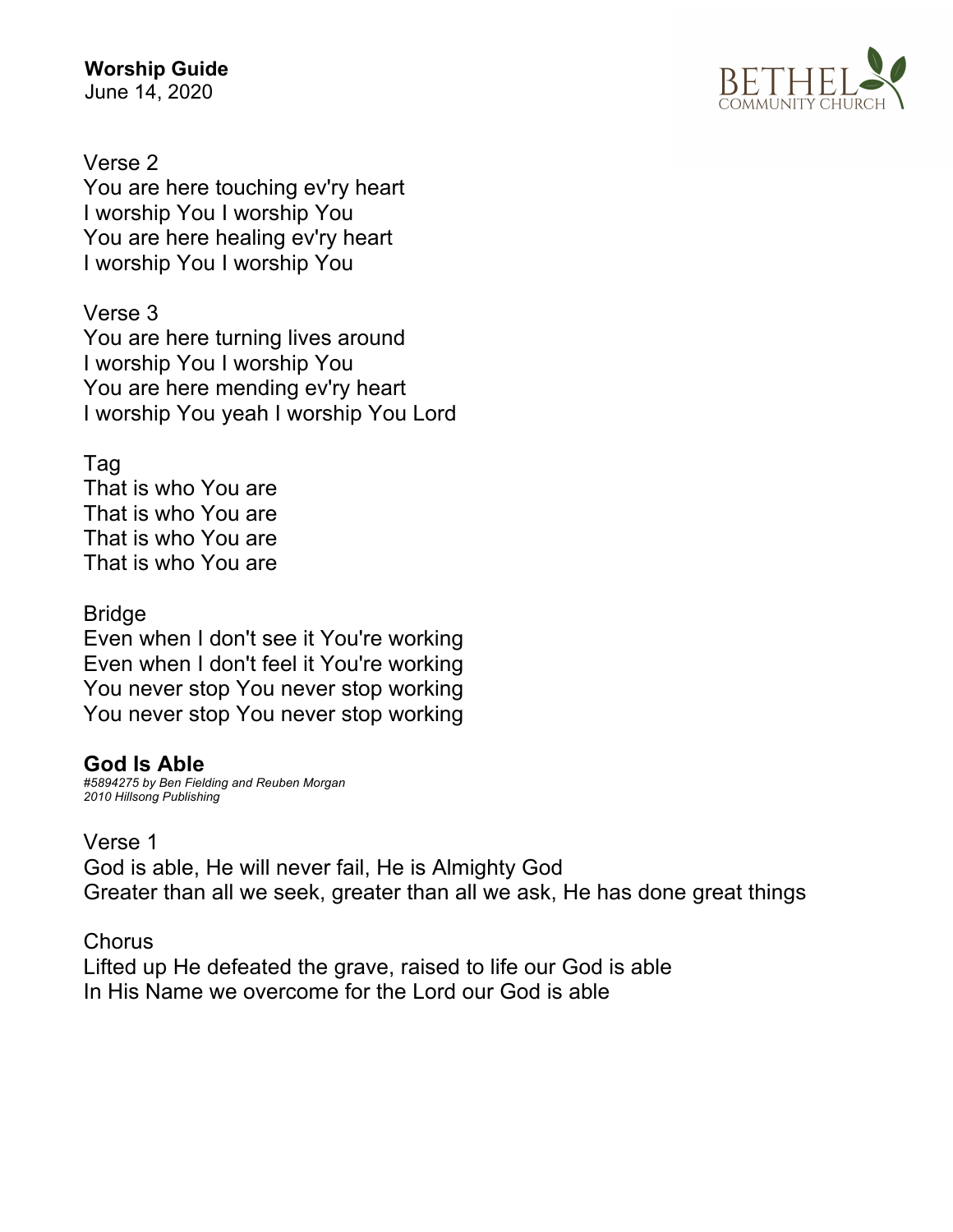Verse 2
You are here touching ev'ry heart
I worship You I worship You
You are here healing ev'ry heart
I worship You I worship You

Verse 3
You are here turning lives around
I worship You I worship You
You are here mending ev'ry heart
I worship You yeah I worship You Lord

Tag
That is who You are
That is who You are
That is who You are
That is who You are

Bridge
Even when I don't see it You're working
Even when I don't feel it You're working
You never stop You never stop working
You never stop You never stop working

## God Is Able

*#5894275 by Ben Fielding and Reuben Morgan*
*2010 Hillsong Publishing*

Verse 1
God is able, He will never fail, He is Almighty God
Greater than all we seek, greater than all we ask, He has done great things

Chorus
Lifted up He defeated the grave, raised to life our God is able
In His Name we overcome for the Lord our God is able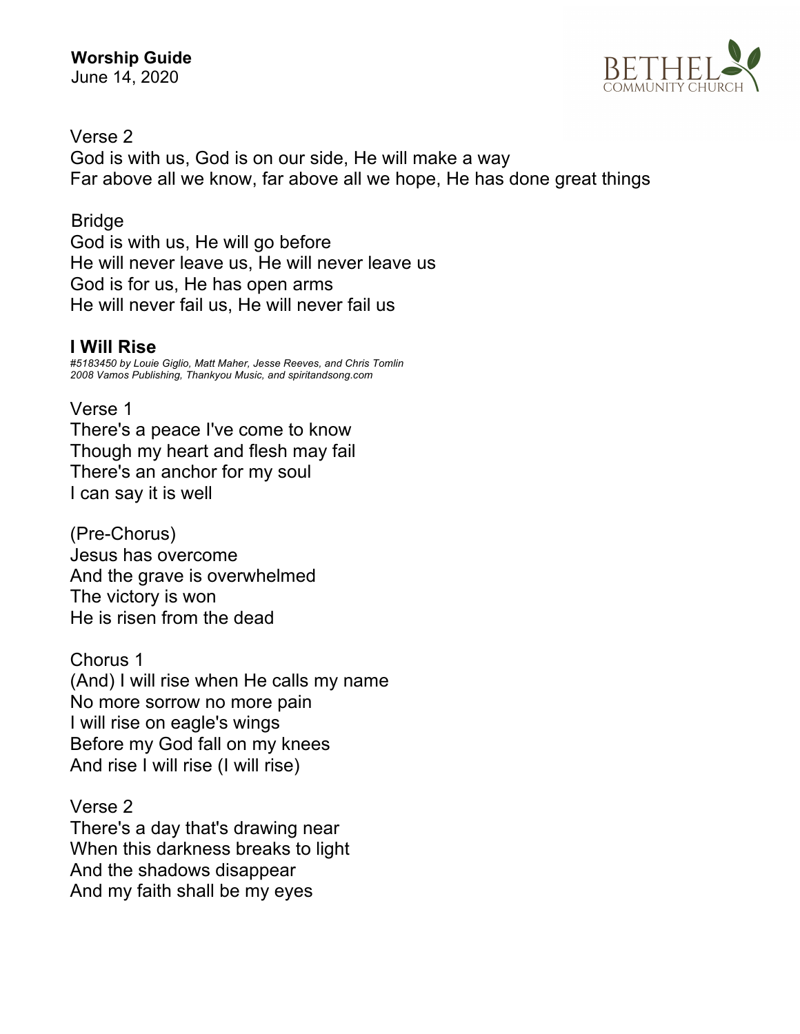Verse 2
God is with us, God is on our side, He will make a way
Far above all we know, far above all we hope, He has done great things

Bridge
God is with us, He will go before
He will never leave us, He will never leave us
God is for us, He has open arms
He will never fail us, He will never fail us

### I Will Rise

*#5183450 by Louie Giglio, Matt Maher, Jesse Reeves, and Chris Tomlin*
*2008 Vamos Publishing, Thankyou Music, and spiritandsong.com*

Verse 1
There's a peace I've come to know
Though my heart and flesh may fail
There's an anchor for my soul
I can say it is well

(Pre-Chorus)
Jesus has overcome
And the grave is overwhelmed
The victory is won
He is risen from the dead

Chorus 1
(And) I will rise when He calls my name
No more sorrow no more pain
I will rise on eagle's wings
Before my God fall on my knees
And rise I will rise (I will rise)

Verse 2
There's a day that's drawing near
When this darkness breaks to light
And the shadows disappear
And my faith shall be my eyes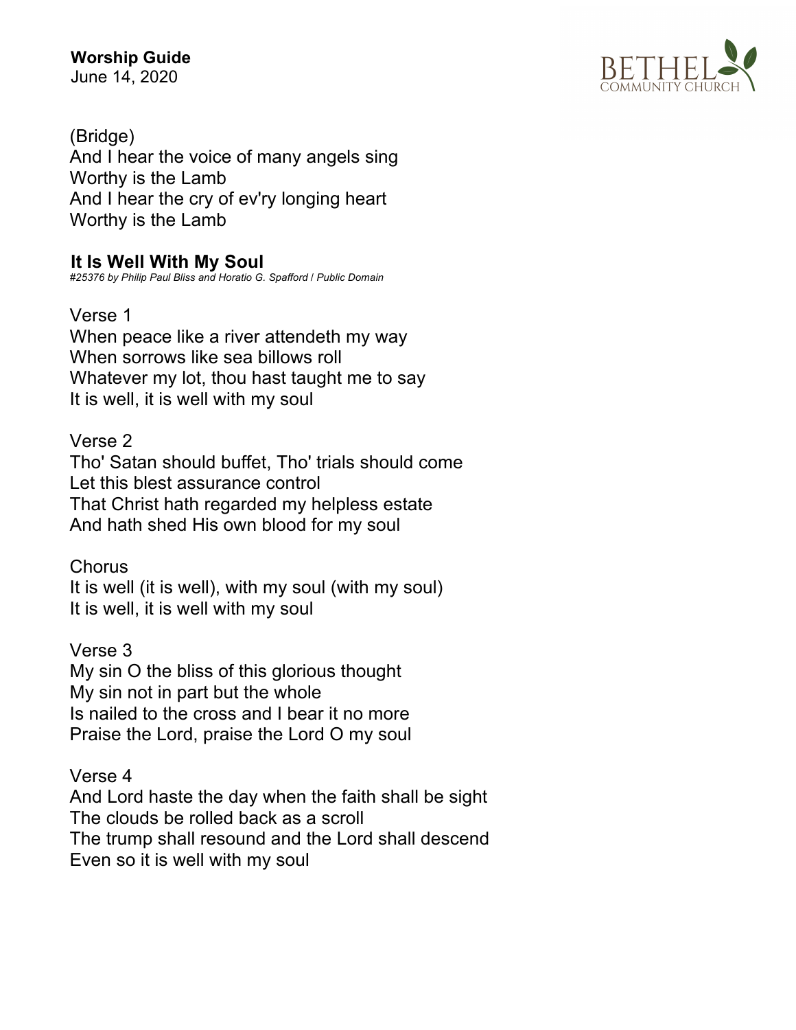(Bridge)
And I hear the voice of many angels sing
Worthy is the Lamb
And I hear the cry of ev'ry longing heart
Worthy is the Lamb

## It Is Well With My Soul

*#25376 by Philip Paul Bliss and Horatio G. Spafford / Public Domain*

Verse 1
When peace like a river attendeth my way
When sorrows like sea billows roll
Whatever my lot, thou hast taught me to say
It is well, it is well with my soul

Verse 2
Tho' Satan should buffet, Tho' trials should come
Let this blest assurance control
That Christ hath regarded my helpless estate
And hath shed His own blood for my soul

Chorus
It is well (it is well), with my soul (with my soul)
It is well, it is well with my soul

Verse 3
My sin O the bliss of this glorious thought
My sin not in part but the whole
Is nailed to the cross and I bear it no more
Praise the Lord, praise the Lord O my soul

Verse 4
And Lord haste the day when the faith shall be sight
The clouds be rolled back as a scroll
The trump shall resound and the Lord shall descend
Even so it is well with my soul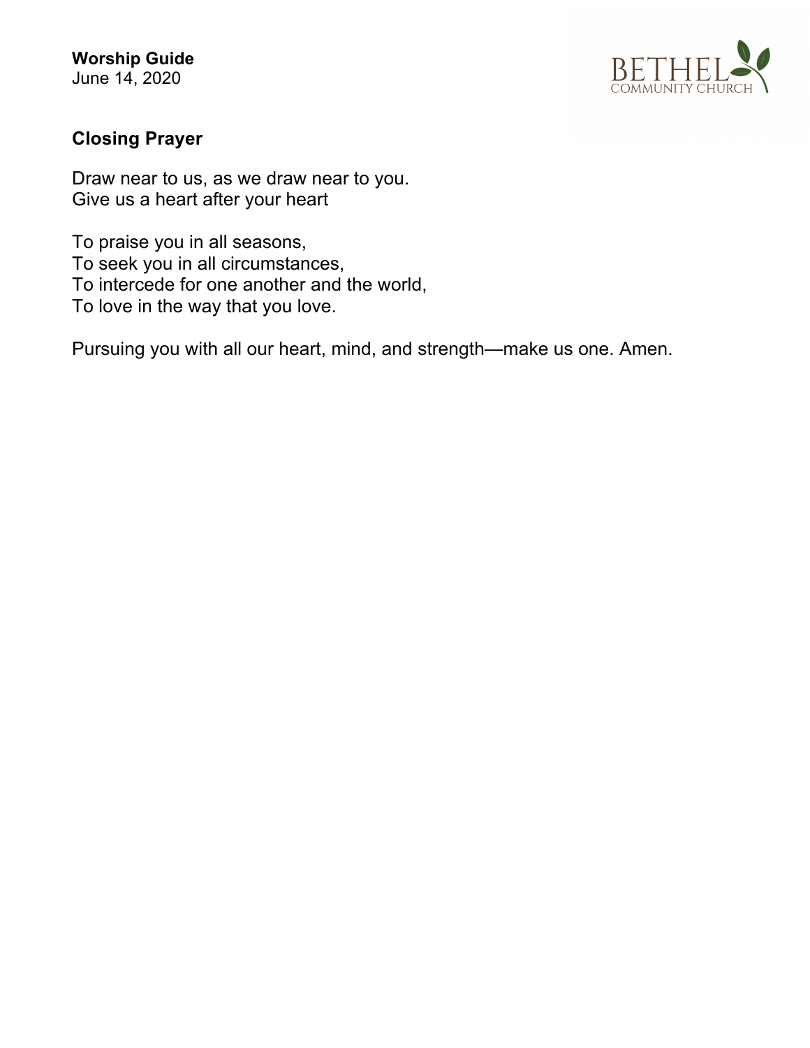## Closing Prayer

Draw near to us, as we draw near to you.
Give us a heart after your heart

To praise you in all seasons,
To seek you in all circumstances,
To intercede for one another and the world,
To love in the way that you love.

Pursuing you with all our heart, mind, and strength—make us one. Amen.